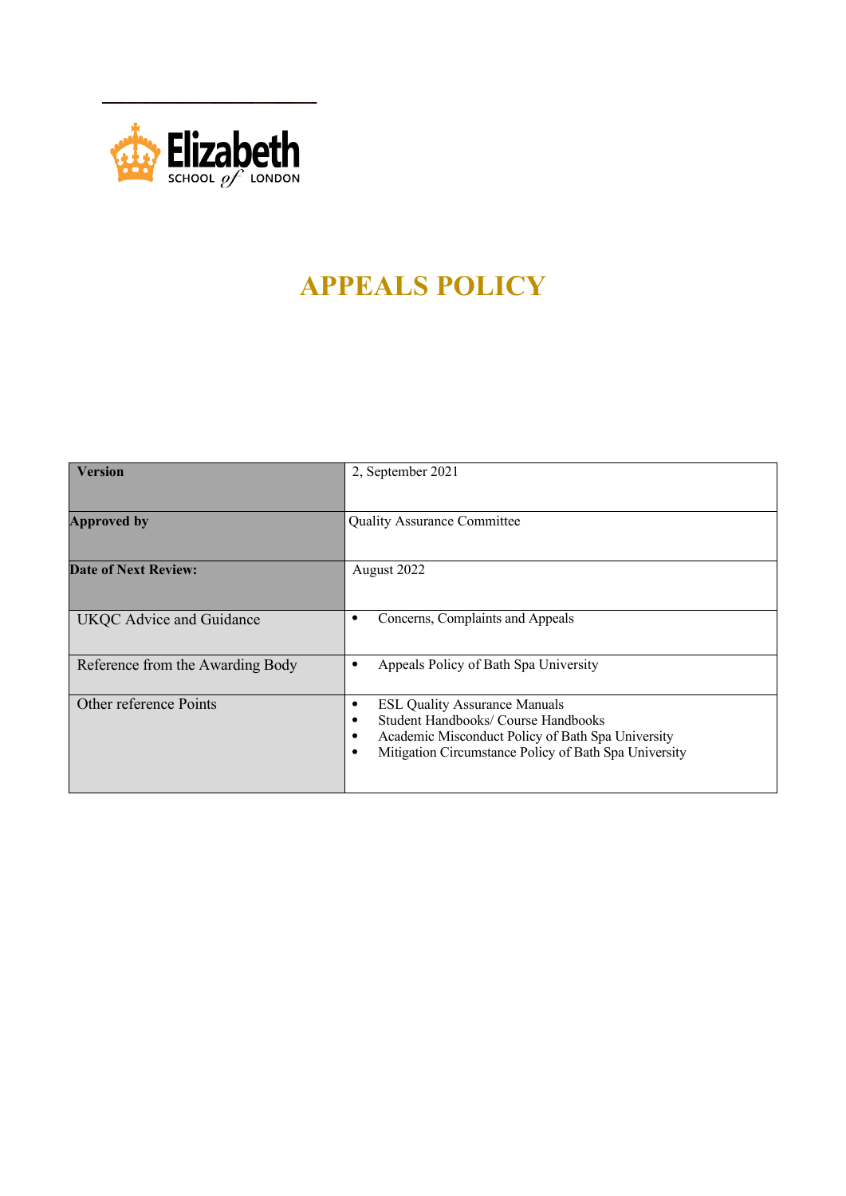Elizabeth SCHOOL of LONDON

# APPEALS POLICY

| **Version** | 2, September 2021 |
| --- | --- |
| **Approved by** | Quality Assurance Committee |
| **Date of Next Review:** | August 2022 |
| UKQC Advice and Guidance | • Concerns, Complaints and Appeals |
| Reference from the Awarding Body | • Appeals Policy of Bath Spa University |
| Other reference Points | • ESL Quality Assurance Manuals<br>• Student Handbooks/ Course Handbooks<br>• Academic Misconduct Policy of Bath Spa University<br>• Mitigation Circumstance Policy of Bath Spa University |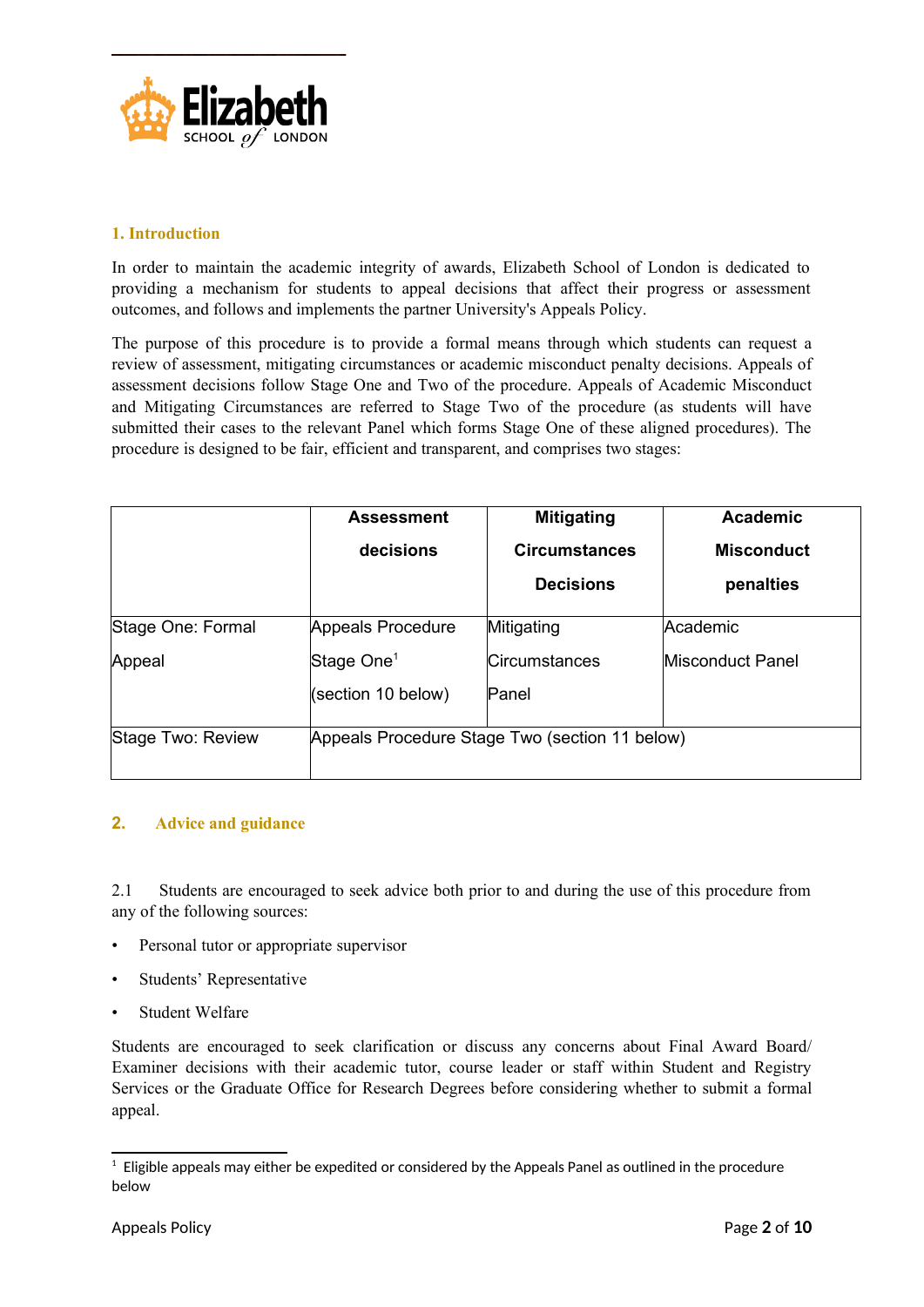## 1. Introduction

In order to maintain the academic integrity of awards, Elizabeth School of London is dedicated to providing a mechanism for students to appeal decisions that affect their progress or assessment outcomes, and follows and implements the partner University's Appeals Policy.

The purpose of this procedure is to provide a formal means through which students can request a review of assessment, mitigating circumstances or academic misconduct penalty decisions. Appeals of assessment decisions follow Stage One and Two of the procedure. Appeals of Academic Misconduct and Mitigating Circumstances are referred to Stage Two of the procedure (as students will have submitted their cases to the relevant Panel which forms Stage One of these aligned procedures). The procedure is designed to be fair, efficient and transparent, and comprises two stages:

| | **Assessment decisions** | **Mitigating Circumstances Decisions** | **Academic Misconduct penalties** |
|---|---|---|---|
| Stage One: Formal Appeal | Appeals Procedure Stage One[1] (section 10 below) | Mitigating Circumstances Panel | Academic Misconduct Panel |
| Stage Two: Review | Appeals Procedure Stage Two (section 11 below) | | |

## 2. Advice and guidance

2.1 Students are encouraged to seek advice both prior to and during the use of this procedure from any of the following sources:

- Personal tutor or appropriate supervisor
- Students' Representative
- Student Welfare

Students are encouraged to seek clarification or discuss any concerns about Final Award Board/ Examiner decisions with their academic tutor, course leader or staff within Student and Registry Services or the Graduate Office for Research Degrees before considering whether to submit a formal appeal.

[1] Eligible appeals may either be expedited or considered by the Appeals Panel as outlined in the procedure below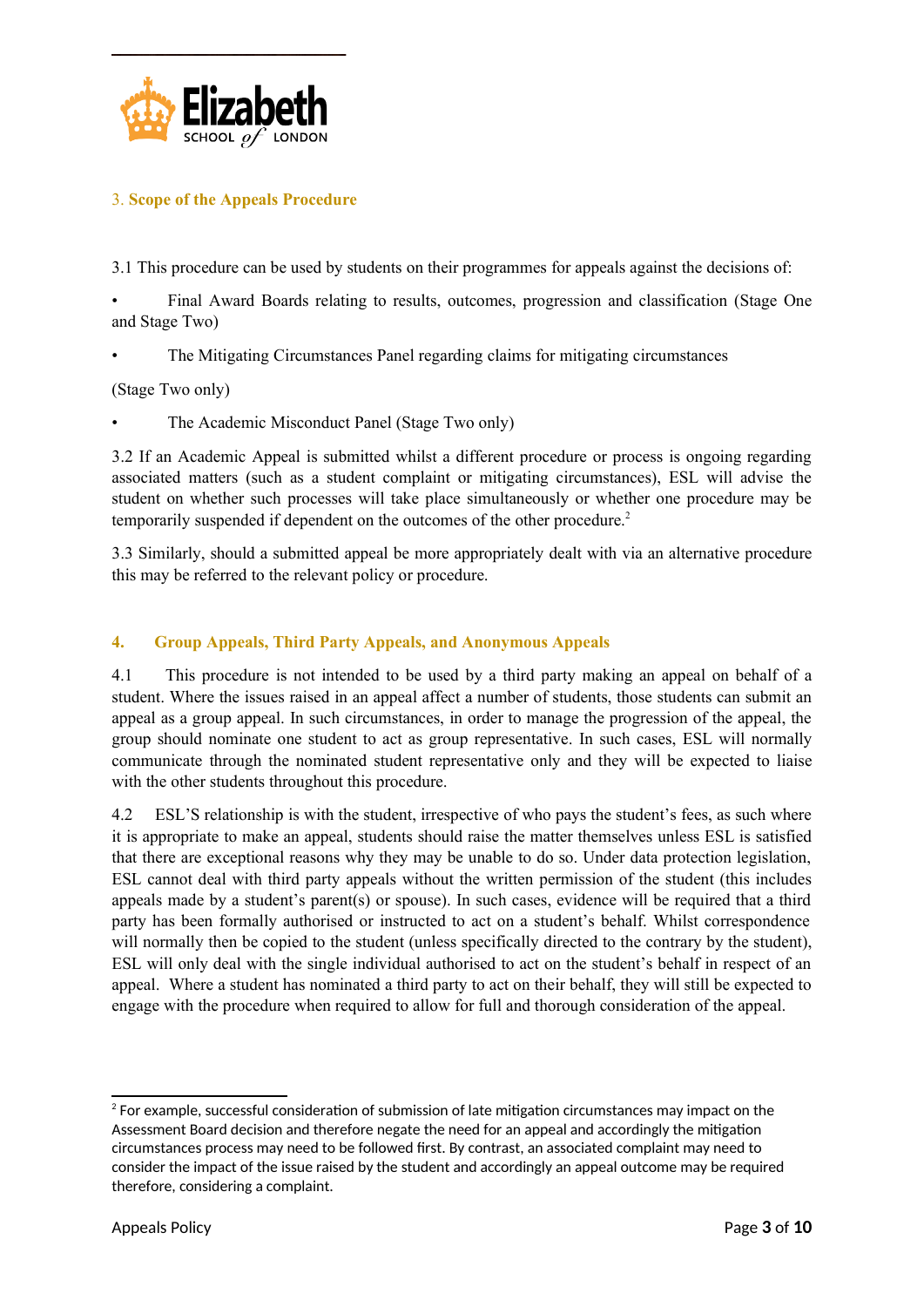## 3. Scope of the Appeals Procedure

3.1 This procedure can be used by students on their programmes for appeals against the decisions of:

- Final Award Boards relating to results, outcomes, progression and classification (Stage One and Stage Two)
- The Mitigating Circumstances Panel regarding claims for mitigating circumstances

(Stage Two only)

- The Academic Misconduct Panel (Stage Two only)

3.2 If an Academic Appeal is submitted whilst a different procedure or process is ongoing regarding associated matters (such as a student complaint or mitigating circumstances), ESL will advise the student on whether such processes will take place simultaneously or whether one procedure may be temporarily suspended if dependent on the outcomes of the other procedure.[2]

3.3 Similarly, should a submitted appeal be more appropriately dealt with via an alternative procedure this may be referred to the relevant policy or procedure.

## 4. Group Appeals, Third Party Appeals, and Anonymous Appeals

4.1 This procedure is not intended to be used by a third party making an appeal on behalf of a student. Where the issues raised in an appeal affect a number of students, those students can submit an appeal as a group appeal. In such circumstances, in order to manage the progression of the appeal, the group should nominate one student to act as group representative. In such cases, ESL will normally communicate through the nominated student representative only and they will be expected to liaise with the other students throughout this procedure.

4.2 ESL'S relationship is with the student, irrespective of who pays the student's fees, as such where it is appropriate to make an appeal, students should raise the matter themselves unless ESL is satisfied that there are exceptional reasons why they may be unable to do so. Under data protection legislation, ESL cannot deal with third party appeals without the written permission of the student (this includes appeals made by a student's parent(s) or spouse). In such cases, evidence will be required that a third party has been formally authorised or instructed to act on a student's behalf. Whilst correspondence will normally then be copied to the student (unless specifically directed to the contrary by the student), ESL will only deal with the single individual authorised to act on the student's behalf in respect of an appeal. Where a student has nominated a third party to act on their behalf, they will still be expected to engage with the procedure when required to allow for full and thorough consideration of the appeal.

[2] For example, successful consideration of submission of late mitigation circumstances may impact on the Assessment Board decision and therefore negate the need for an appeal and accordingly the mitigation circumstances process may need to be followed first. By contrast, an associated complaint may need to consider the impact of the issue raised by the student and accordingly an appeal outcome may be required therefore, considering a complaint.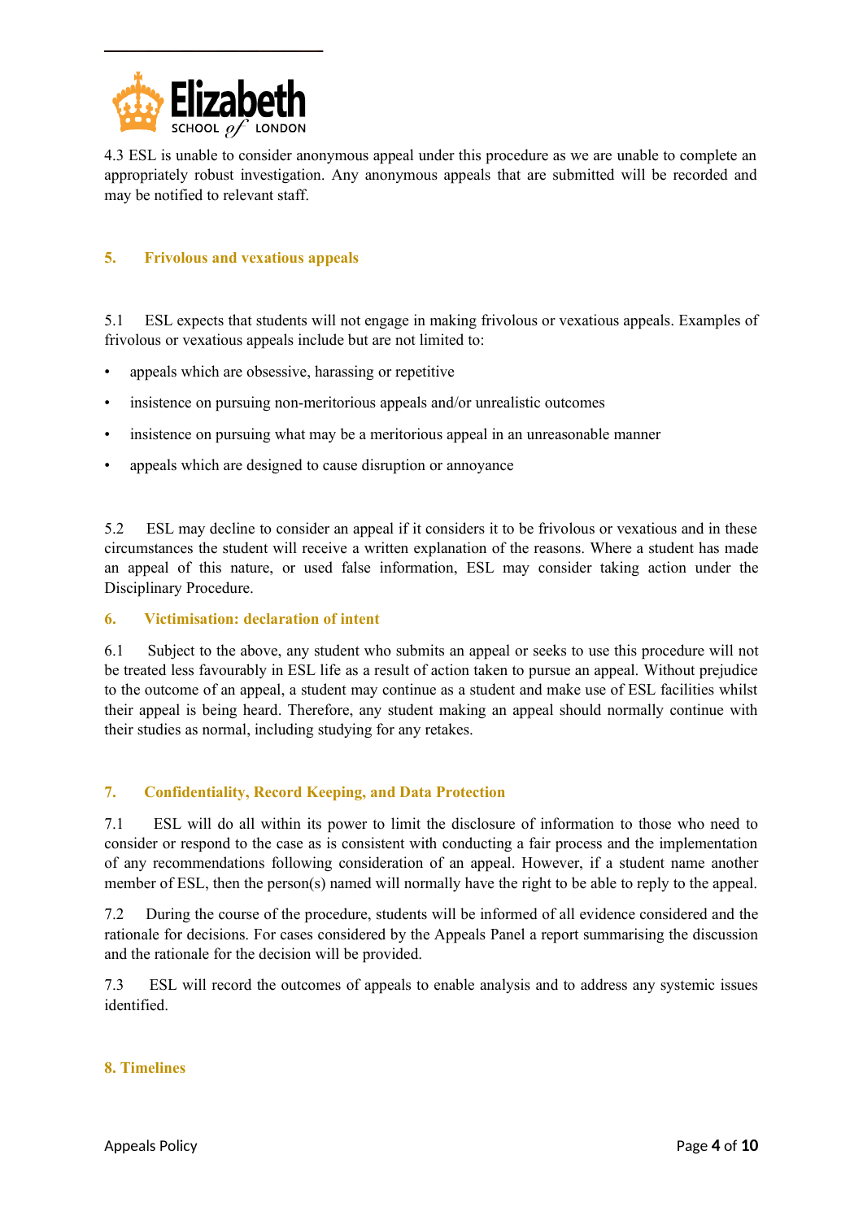4.3 ESL is unable to consider anonymous appeal under this procedure as we are unable to complete an appropriately robust investigation. Any anonymous appeals that are submitted will be recorded and may be notified to relevant staff.

## 5. Frivolous and vexatious appeals

5.1 ESL expects that students will not engage in making frivolous or vexatious appeals. Examples of frivolous or vexatious appeals include but are not limited to:

- appeals which are obsessive, harassing or repetitive
- insistence on pursuing non-meritorious appeals and/or unrealistic outcomes
- insistence on pursuing what may be a meritorious appeal in an unreasonable manner
- appeals which are designed to cause disruption or annoyance

5.2 ESL may decline to consider an appeal if it considers it to be frivolous or vexatious and in these circumstances the student will receive a written explanation of the reasons. Where a student has made an appeal of this nature, or used false information, ESL may consider taking action under the Disciplinary Procedure.

## 6. Victimisation: declaration of intent

6.1 Subject to the above, any student who submits an appeal or seeks to use this procedure will not be treated less favourably in ESL life as a result of action taken to pursue an appeal. Without prejudice to the outcome of an appeal, a student may continue as a student and make use of ESL facilities whilst their appeal is being heard. Therefore, any student making an appeal should normally continue with their studies as normal, including studying for any retakes.

## 7. Confidentiality, Record Keeping, and Data Protection

7.1 ESL will do all within its power to limit the disclosure of information to those who need to consider or respond to the case as is consistent with conducting a fair process and the implementation of any recommendations following consideration of an appeal. However, if a student name another member of ESL, then the person(s) named will normally have the right to be able to reply to the appeal.

7.2 During the course of the procedure, students will be informed of all evidence considered and the rationale for decisions. For cases considered by the Appeals Panel a report summarising the discussion and the rationale for the decision will be provided.

7.3 ESL will record the outcomes of appeals to enable analysis and to address any systemic issues identified.

## 8. Timelines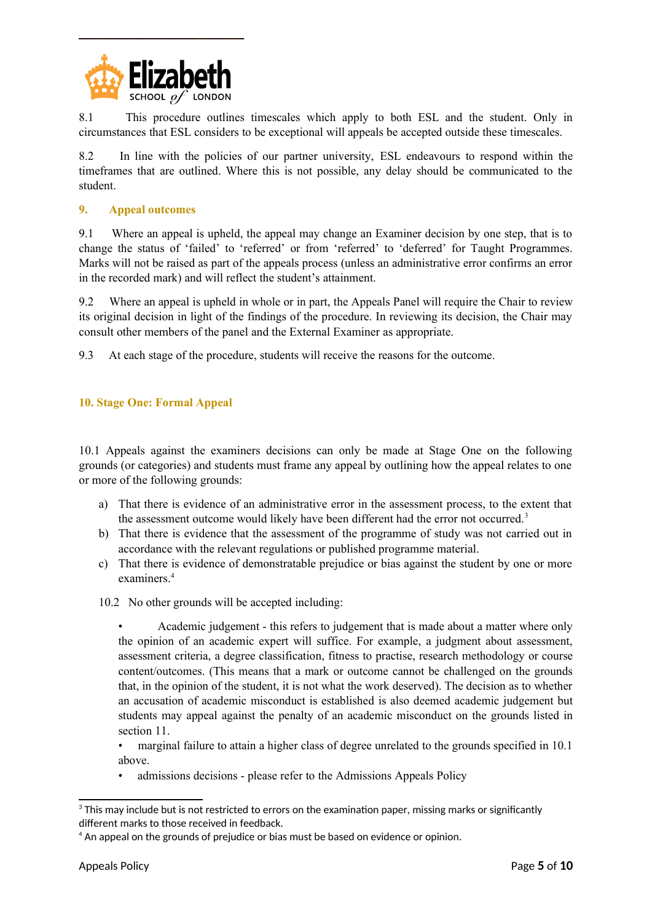8.1 This procedure outlines timescales which apply to both ESL and the student. Only in circumstances that ESL considers to be exceptional will appeals be accepted outside these timescales.

8.2 In line with the policies of our partner university, ESL endeavours to respond within the timeframes that are outlined. Where this is not possible, any delay should be communicated to the student.

## 9. Appeal outcomes

9.1 Where an appeal is upheld, the appeal may change an Examiner decision by one step, that is to change the status of 'failed' to 'referred' or from 'referred' to 'deferred' for Taught Programmes. Marks will not be raised as part of the appeals process (unless an administrative error confirms an error in the recorded mark) and will reflect the student's attainment.

9.2 Where an appeal is upheld in whole or in part, the Appeals Panel will require the Chair to review its original decision in light of the findings of the procedure. In reviewing its decision, the Chair may consult other members of the panel and the External Examiner as appropriate.

9.3 At each stage of the procedure, students will receive the reasons for the outcome.

## 10. Stage One: Formal Appeal

10.1 Appeals against the examiners decisions can only be made at Stage One on the following grounds (or categories) and students must frame any appeal by outlining how the appeal relates to one or more of the following grounds:

a) That there is evidence of an administrative error in the assessment process, to the extent that the assessment outcome would likely have been different had the error not occurred.[3]
b) That there is evidence that the assessment of the programme of study was not carried out in accordance with the relevant regulations or published programme material.
c) That there is evidence of demonstratable prejudice or bias against the student by one or more examiners.[4]

10.2 No other grounds will be accepted including:

- Academic judgement - this refers to judgement that is made about a matter where only the opinion of an academic expert will suffice. For example, a judgment about assessment, assessment criteria, a degree classification, fitness to practise, research methodology or course content/outcomes. (This means that a mark or outcome cannot be challenged on the grounds that, in the opinion of the student, it is not what the work deserved). The decision as to whether an accusation of academic misconduct is established is also deemed academic judgement but students may appeal against the penalty of an academic misconduct on the grounds listed in section 11.
- marginal failure to attain a higher class of degree unrelated to the grounds specified in 10.1 above.
- admissions decisions - please refer to the Admissions Appeals Policy

[3] This may include but is not restricted to errors on the examination paper, missing marks or significantly different marks to those received in feedback.
[4] An appeal on the grounds of prejudice or bias must be based on evidence or opinion.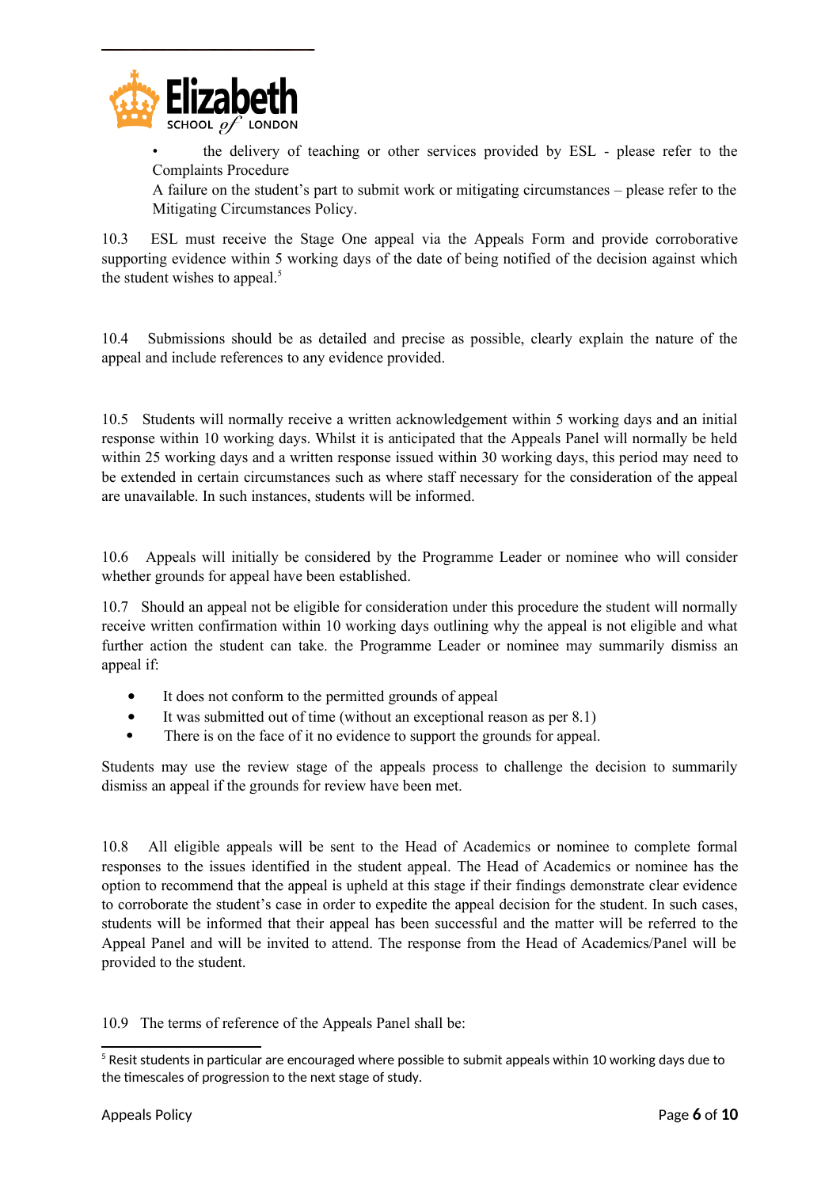- the delivery of teaching or other services provided by ESL - please refer to the Complaints Procedure

  A failure on the student's part to submit work or mitigating circumstances – please refer to the Mitigating Circumstances Policy.

10.3 ESL must receive the Stage One appeal via the Appeals Form and provide corroborative supporting evidence within 5 working days of the date of being notified of the decision against which the student wishes to appeal.[5]

10.4 Submissions should be as detailed and precise as possible, clearly explain the nature of the appeal and include references to any evidence provided.

10.5 Students will normally receive a written acknowledgement within 5 working days and an initial response within 10 working days. Whilst it is anticipated that the Appeals Panel will normally be held within 25 working days and a written response issued within 30 working days, this period may need to be extended in certain circumstances such as where staff necessary for the consideration of the appeal are unavailable. In such instances, students will be informed.

10.6 Appeals will initially be considered by the Programme Leader or nominee who will consider whether grounds for appeal have been established.

10.7 Should an appeal not be eligible for consideration under this procedure the student will normally receive written confirmation within 10 working days outlining why the appeal is not eligible and what further action the student can take. the Programme Leader or nominee may summarily dismiss an appeal if:

- It does not conform to the permitted grounds of appeal
- It was submitted out of time (without an exceptional reason as per 8.1)
- There is on the face of it no evidence to support the grounds for appeal.

Students may use the review stage of the appeals process to challenge the decision to summarily dismiss an appeal if the grounds for review have been met.

10.8 All eligible appeals will be sent to the Head of Academics or nominee to complete formal responses to the issues identified in the student appeal. The Head of Academics or nominee has the option to recommend that the appeal is upheld at this stage if their findings demonstrate clear evidence to corroborate the student's case in order to expedite the appeal decision for the student. In such cases, students will be informed that their appeal has been successful and the matter will be referred to the Appeal Panel and will be invited to attend. The response from the Head of Academics/Panel will be provided to the student.

10.9 The terms of reference of the Appeals Panel shall be:

[5] Resit students in particular are encouraged where possible to submit appeals within 10 working days due to the timescales of progression to the next stage of study.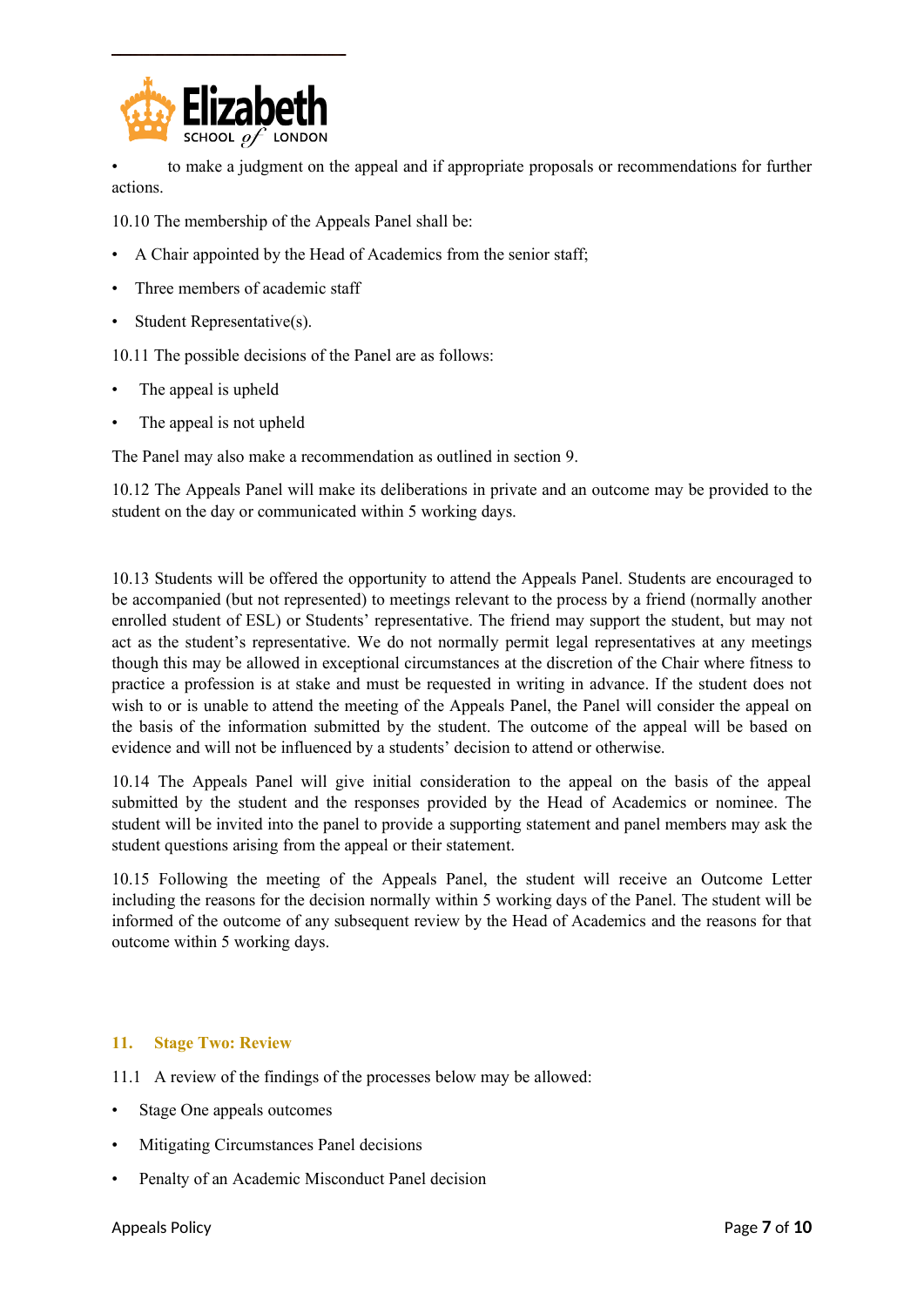- to make a judgment on the appeal and if appropriate proposals or recommendations for further actions.

10.10 The membership of the Appeals Panel shall be:

- A Chair appointed by the Head of Academics from the senior staff;
- Three members of academic staff
- Student Representative(s).

10.11 The possible decisions of the Panel are as follows:

- The appeal is upheld
- The appeal is not upheld

The Panel may also make a recommendation as outlined in section 9.

10.12 The Appeals Panel will make its deliberations in private and an outcome may be provided to the student on the day or communicated within 5 working days.

10.13 Students will be offered the opportunity to attend the Appeals Panel. Students are encouraged to be accompanied (but not represented) to meetings relevant to the process by a friend (normally another enrolled student of ESL) or Students' representative. The friend may support the student, but may not act as the student's representative. We do not normally permit legal representatives at any meetings though this may be allowed in exceptional circumstances at the discretion of the Chair where fitness to practice a profession is at stake and must be requested in writing in advance. If the student does not wish to or is unable to attend the meeting of the Appeals Panel, the Panel will consider the appeal on the basis of the information submitted by the student. The outcome of the appeal will be based on evidence and will not be influenced by a students' decision to attend or otherwise.

10.14 The Appeals Panel will give initial consideration to the appeal on the basis of the appeal submitted by the student and the responses provided by the Head of Academics or nominee. The student will be invited into the panel to provide a supporting statement and panel members may ask the student questions arising from the appeal or their statement.

10.15 Following the meeting of the Appeals Panel, the student will receive an Outcome Letter including the reasons for the decision normally within 5 working days of the Panel. The student will be informed of the outcome of any subsequent review by the Head of Academics and the reasons for that outcome within 5 working days.

## 11. Stage Two: Review

11.1 A review of the findings of the processes below may be allowed:

- Stage One appeals outcomes
- Mitigating Circumstances Panel decisions
- Penalty of an Academic Misconduct Panel decision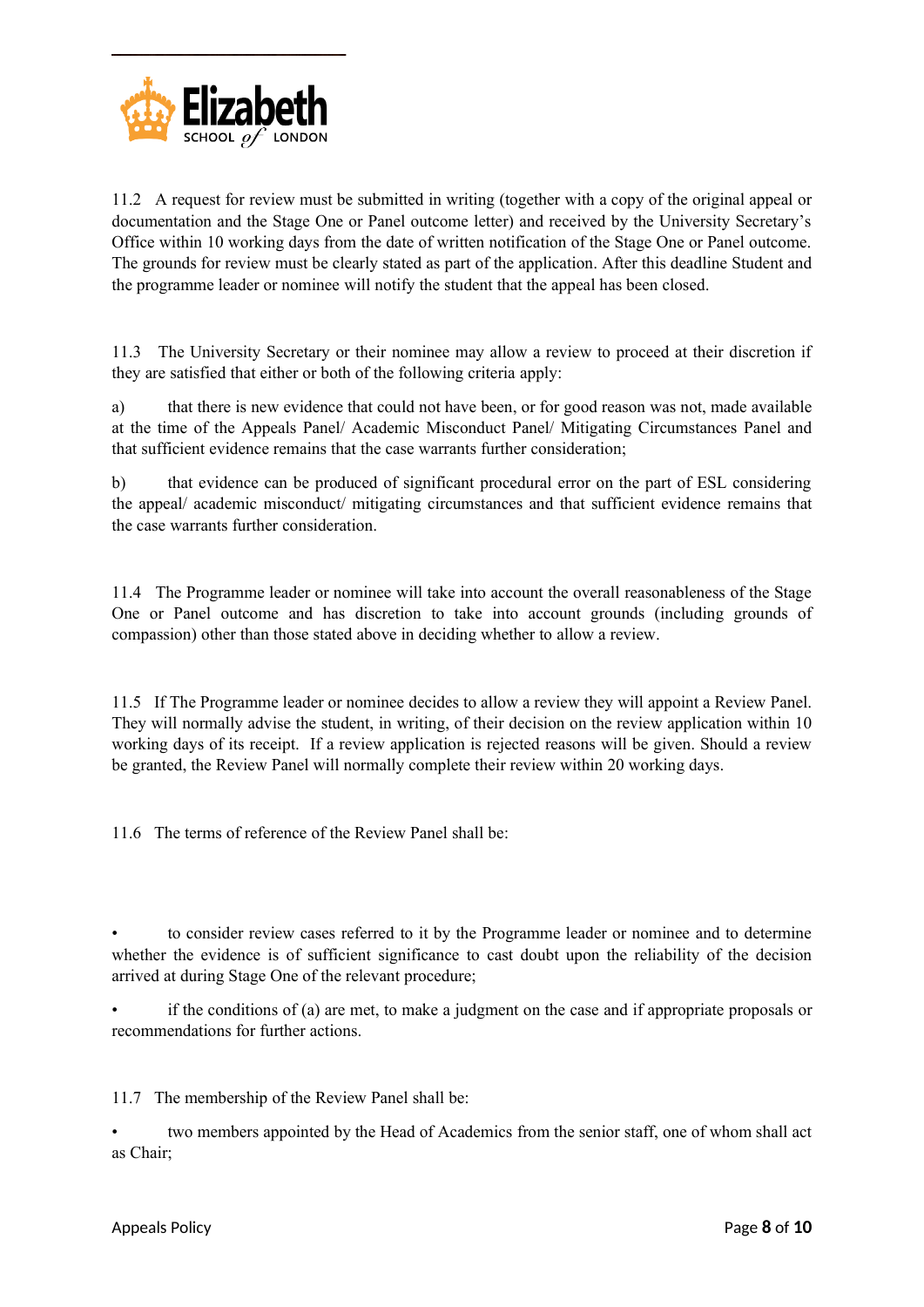11.2 A request for review must be submitted in writing (together with a copy of the original appeal or documentation and the Stage One or Panel outcome letter) and received by the University Secretary's Office within 10 working days from the date of written notification of the Stage One or Panel outcome. The grounds for review must be clearly stated as part of the application. After this deadline Student and the programme leader or nominee will notify the student that the appeal has been closed.

11.3 The University Secretary or their nominee may allow a review to proceed at their discretion if they are satisfied that either or both of the following criteria apply:

a) that there is new evidence that could not have been, or for good reason was not, made available at the time of the Appeals Panel/ Academic Misconduct Panel/ Mitigating Circumstances Panel and that sufficient evidence remains that the case warrants further consideration;

b) that evidence can be produced of significant procedural error on the part of ESL considering the appeal/ academic misconduct/ mitigating circumstances and that sufficient evidence remains that the case warrants further consideration.

11.4 The Programme leader or nominee will take into account the overall reasonableness of the Stage One or Panel outcome and has discretion to take into account grounds (including grounds of compassion) other than those stated above in deciding whether to allow a review.

11.5 If The Programme leader or nominee decides to allow a review they will appoint a Review Panel. They will normally advise the student, in writing, of their decision on the review application within 10 working days of its receipt. If a review application is rejected reasons will be given. Should a review be granted, the Review Panel will normally complete their review within 20 working days.

11.6 The terms of reference of the Review Panel shall be:

- to consider review cases referred to it by the Programme leader or nominee and to determine whether the evidence is of sufficient significance to cast doubt upon the reliability of the decision arrived at during Stage One of the relevant procedure;
- if the conditions of (a) are met, to make a judgment on the case and if appropriate proposals or recommendations for further actions.

11.7 The membership of the Review Panel shall be:

- two members appointed by the Head of Academics from the senior staff, one of whom shall act as Chair;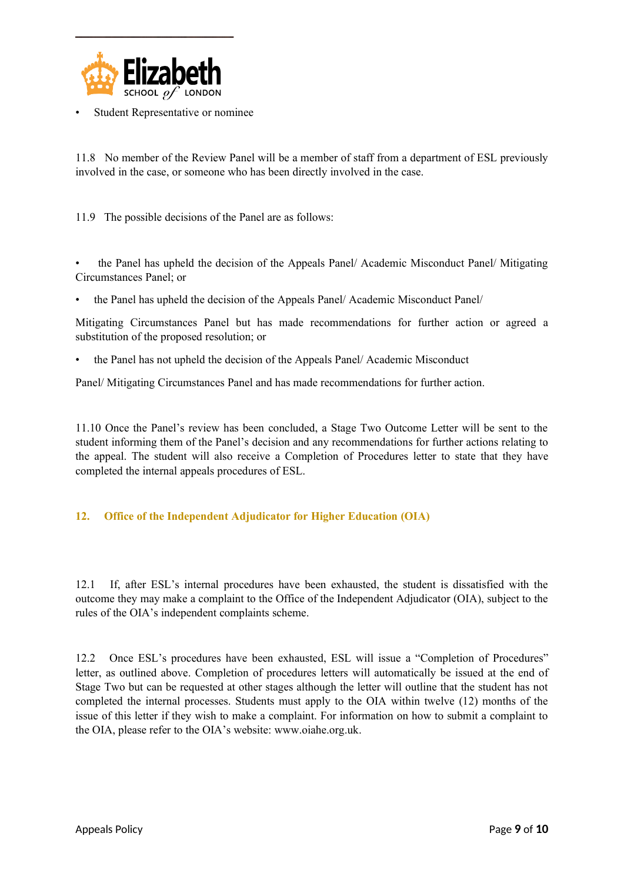- Student Representative or nominee

11.8 No member of the Review Panel will be a member of staff from a department of ESL previously involved in the case, or someone who has been directly involved in the case.

11.9 The possible decisions of the Panel are as follows:

- the Panel has upheld the decision of the Appeals Panel/ Academic Misconduct Panel/ Mitigating Circumstances Panel; or
- the Panel has upheld the decision of the Appeals Panel/ Academic Misconduct Panel/ Mitigating Circumstances Panel but has made recommendations for further action or agreed a substitution of the proposed resolution; or
- the Panel has not upheld the decision of the Appeals Panel/ Academic Misconduct Panel/ Mitigating Circumstances Panel and has made recommendations for further action.

11.10 Once the Panel's review has been concluded, a Stage Two Outcome Letter will be sent to the student informing them of the Panel's decision and any recommendations for further actions relating to the appeal. The student will also receive a Completion of Procedures letter to state that they have completed the internal appeals procedures of ESL.

## 12. Office of the Independent Adjudicator for Higher Education (OIA)

12.1 If, after ESL's internal procedures have been exhausted, the student is dissatisfied with the outcome they may make a complaint to the Office of the Independent Adjudicator (OIA), subject to the rules of the OIA's independent complaints scheme.

12.2 Once ESL's procedures have been exhausted, ESL will issue a "Completion of Procedures" letter, as outlined above. Completion of procedures letters will automatically be issued at the end of Stage Two but can be requested at other stages although the letter will outline that the student has not completed the internal processes. Students must apply to the OIA within twelve (12) months of the issue of this letter if they wish to make a complaint. For information on how to submit a complaint to the OIA, please refer to the OIA's website: www.oiahe.org.uk.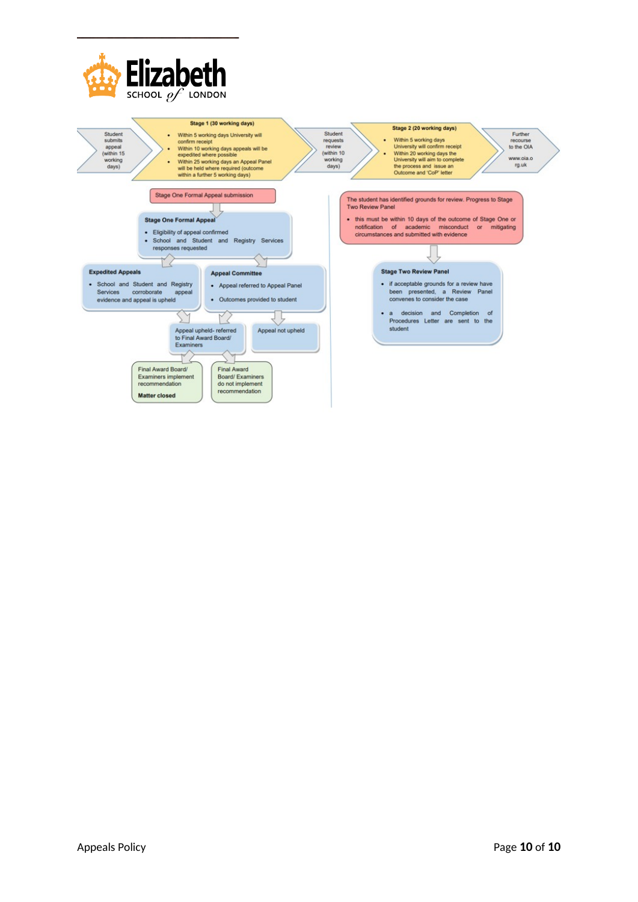Student submits appeal (within 15 working days)

**Stage 1 (30 working days)**

- Within 5 working days University will confirm receipt
- Within 10 working days appeals will be expedited where possible
- Within 25 working days an Appeal Panel will be held where required (outcome within a further 5 working days)

Student requests review (within 10 working days)

**Stage 2 (20 working days)**

- Within 5 working days University will confirm receipt
- Within 20 working days the University will aim to complete the process and issue an Outcome and 'CoP' letter

Further recourse to the OIA

www.oia.org.uk

Stage One Formal Appeal submission

**Stage One Formal Appeal**

- Eligibility of appeal confirmed
- School and Student and Registry Services responses requested

**Expedited Appeals**

- School and Student and Registry Services corroborate appeal evidence and appeal is upheld

**Appeal Committee**

- Appeal referred to Appeal Panel
- Outcomes provided to student

Appeal upheld- referred to Final Award Board/ Examiners

Appeal not upheld

Final Award Board/ Examiners implement recommendation

**Matter closed**

Final Award Board/ Examiners do not implement recommendation

The student has identified grounds for review. Progress to Stage Two Review Panel

- this must be within 10 days of the outcome of Stage One or notification of academic misconduct or mitigating circumstances and submitted with evidence

**Stage Two Review Panel**

- if acceptable grounds for a review have been presented, a Review Panel convenes to consider the case
- a decision and Completion of Procedures Letter are sent to the student